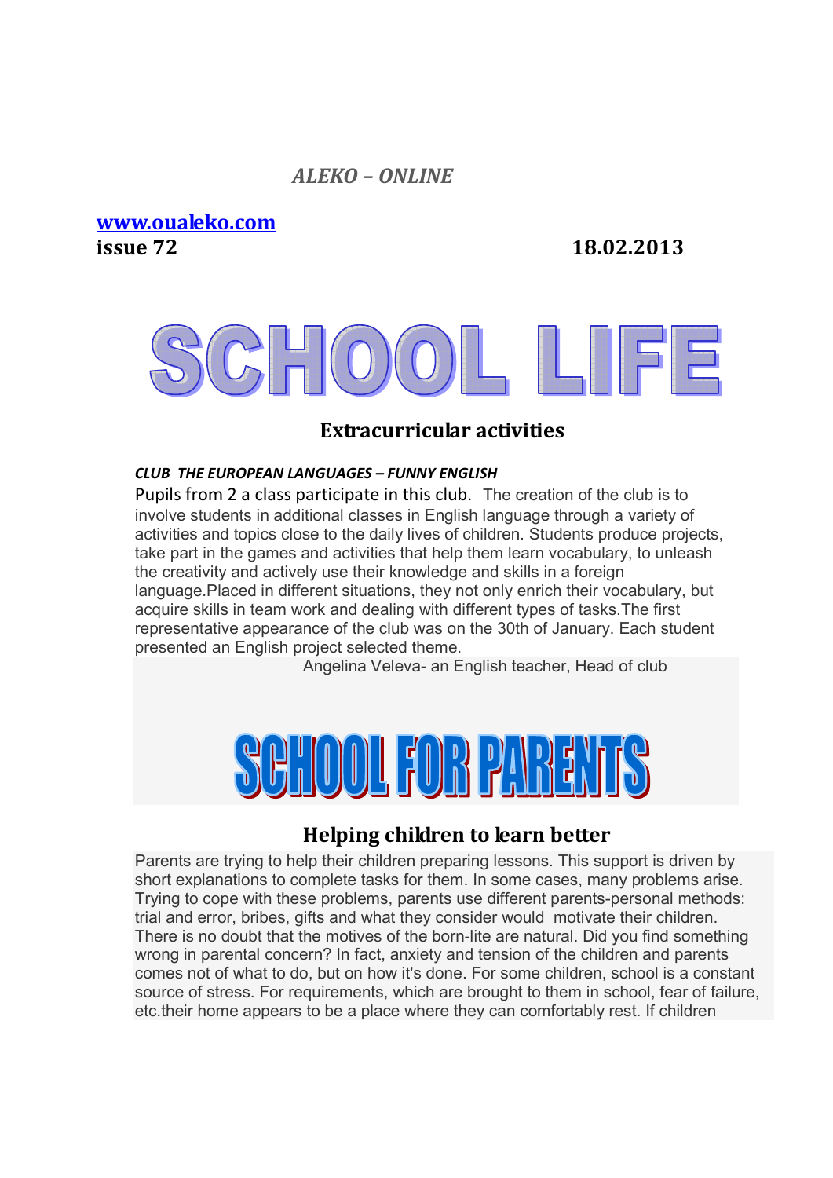*ALEKO – ONLINE*

**[www.oualeko.com](http://www.oualeko.com)**
**issue 72** **18.02.2013**

# SCHOOL LIFE

## Extracurricular activities

***CLUB THE EUROPEAN LANGUAGES – FUNNY ENGLISH***

Pupils from 2 a class participate in this club. The creation of the club is to involve students in additional classes in English language through a variety of activities and topics close to the daily lives of children. Students produce projects, take part in the games and activities that help them learn vocabulary, to unleash the creativity and actively use their knowledge and skills in a foreign language.Placed in different situations, they not only enrich their vocabulary, but acquire skills in team work and dealing with different types of tasks.The first representative appearance of the club was on the 30th of January. Each student presented an English project selected theme.

Angelina Veleva- an English teacher, Head of club

# SCHOOL FOR PARENTS

## Helping children to learn better

Parents are trying to help their children preparing lessons. This support is driven by short explanations to complete tasks for them. In some cases, many problems arise. Trying to cope with these problems, parents use different parents-personal methods: trial and error, bribes, gifts and what they consider would motivate their children. There is no doubt that the motives of the born-lite are natural. Did you find something wrong in parental concern? In fact, anxiety and tension of the children and parents comes not of what to do, but on how it's done. For some children, school is a constant source of stress. For requirements, which are brought to them in school, fear of failure, etc.their home appears to be a place where they can comfortably rest. If children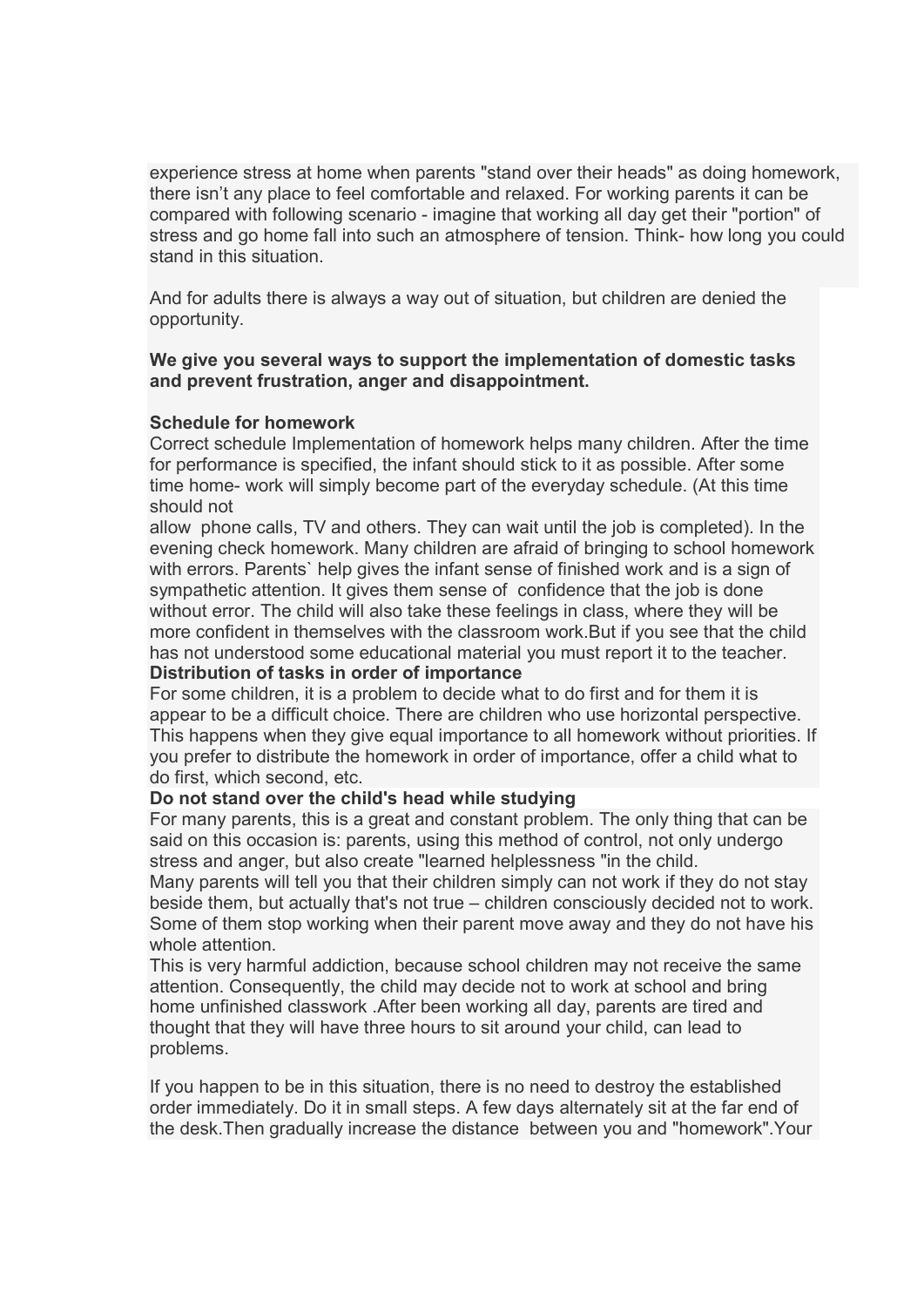experience stress at home when parents "stand over their heads" as doing homework, there isn't any place to feel comfortable and relaxed. For working parents it can be compared with following scenario - imagine that working all day get their "portion" of stress and go home fall into such an atmosphere of tension. Think- how long you could stand in this situation.

And for adults there is always a way out of situation, but children are denied the opportunity.

**We give you several ways to support the implementation of domestic tasks and prevent frustration, anger and disappointment.**

**Schedule for homework**

Correct schedule Implementation of homework helps many children. After the time for performance is specified, the infant should stick to it as possible. After some time home- work will simply become part of the everyday schedule. (At this time should not allow phone calls, TV and others. They can wait until the job is completed). In the evening check homework. Many children are afraid of bringing to school homework with errors. Parents` help gives the infant sense of finished work and is a sign of sympathetic attention. It gives them sense of confidence that the job is done without error. The child will also take these feelings in class, where they will be more confident in themselves with the classroom work.But if you see that the child has not understood some educational material you must report it to the teacher.

**Distribution of tasks in order of importance**

For some children, it is a problem to decide what to do first and for them it is appear to be a difficult choice. There are children who use horizontal perspective. This happens when they give equal importance to all homework without priorities. If you prefer to distribute the homework in order of importance, offer a child what to do first, which second, etc.

**Do not stand over the child's head while studying**

For many parents, this is a great and constant problem. The only thing that can be said on this occasion is: parents, using this method of control, not only undergo stress and anger, but also create "learned helplessness "in the child.

Many parents will tell you that their children simply can not work if they do not stay beside them, but actually that's not true – children consciously decided not to work. Some of them stop working when their parent move away and they do not have his whole attention.

This is very harmful addiction, because school children may not receive the same attention. Consequently, the child may decide not to work at school and bring home unfinished classwork .After been working all day, parents are tired and thought that they will have three hours to sit around your child, can lead to problems.

If you happen to be in this situation, there is no need to destroy the established order immediately. Do it in small steps. A few days alternately sit at the far end of the desk.Then gradually increase the distance between you and "homework".Your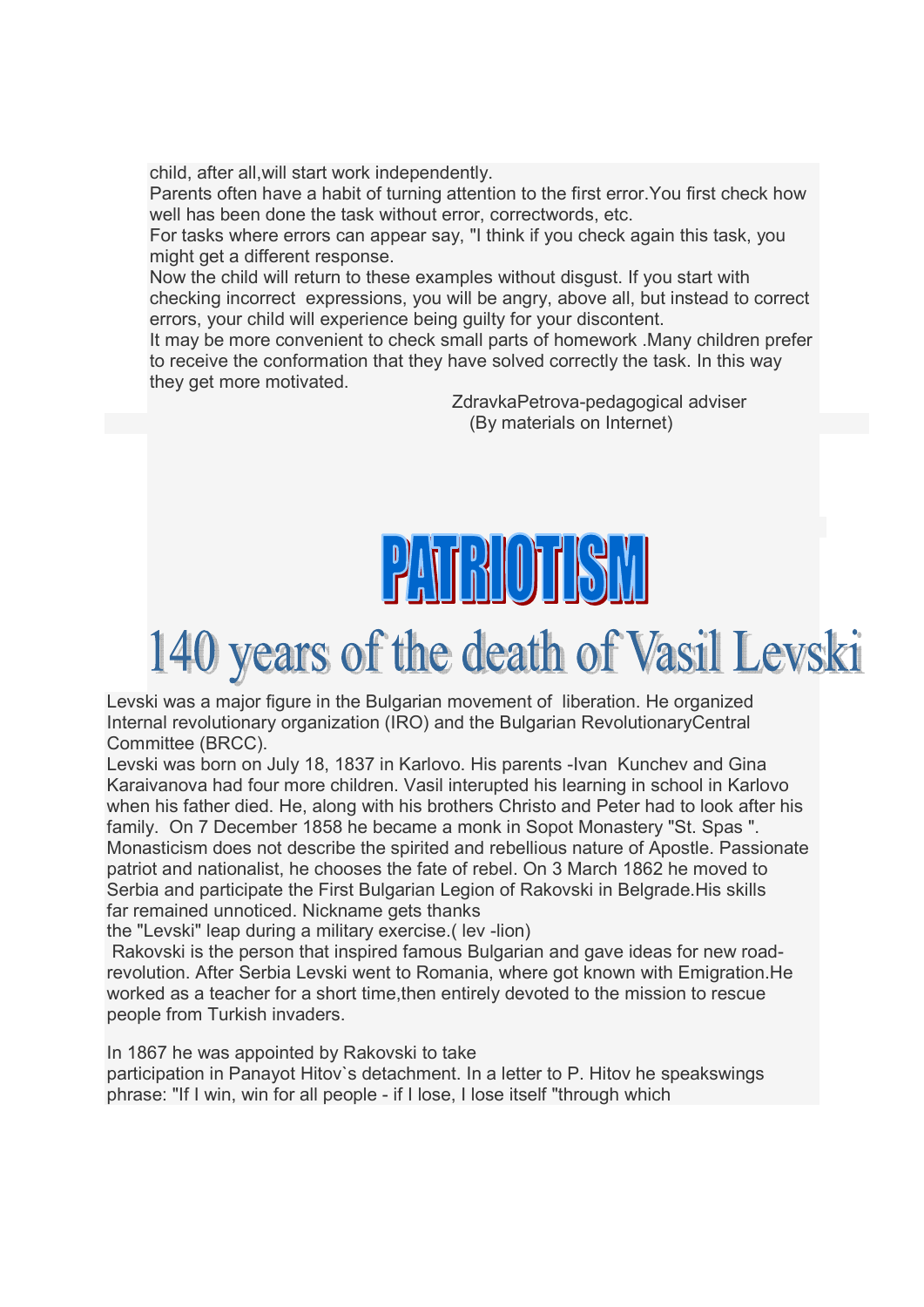child, after all,will start work independently.

Parents often have a habit of turning attention to the first error.You first check how well has been done the task without error, correctwords, etc.

For tasks where errors can appear say, "I think if you check again this task, you might get a different response.

Now the child will return to these examples without disgust. If you start with checking incorrect expressions, you will be angry, above all, but instead to correct errors, your child will experience being guilty for your discontent.

It may be more convenient to check small parts of homework .Many children prefer to receive the conformation that they have solved correctly the task. In this way they get more motivated.

ZdravkaPetrova-pedagogical adviser
(By materials on Internet)

# PATRIOTISM

## 140 years of the death of Vasil Levski

Levski was a major figure in the Bulgarian movement of liberation. He organized Internal revolutionary organization (IRO) and the Bulgarian RevolutionaryCentral Committee (BRCC).

Levski was born on July 18, 1837 in Karlovo. His parents -Ivan Kunchev and Gina Karaivanova had four more children. Vasil interupted his learning in school in Karlovo when his father died. He, along with his brothers Christo and Peter had to look after his family. On 7 December 1858 he became a monk in Sopot Monastery "St. Spas ". Monasticism does not describe the spirited and rebellious nature of Apostle. Passionate patriot and nationalist, he chooses the fate of rebel. On 3 March 1862 he moved to Serbia and participate the First Bulgarian Legion of Rakovski in Belgrade.His skills far remained unnoticed. Nickname gets thanks the "Levski" leap during a military exercise.( lev -lion)

Rakovski is the person that inspired famous Bulgarian and gave ideas for new road-revolution. After Serbia Levski went to Romania, where got known with Emigration.He worked as a teacher for a short time,then entirely devoted to the mission to rescue people from Turkish invaders.

In 1867 he was appointed by Rakovski to take participation in Panayot Hitov`s detachment. In a letter to P. Hitov he speakswings phrase: "If I win, win for all people - if I lose, I lose itself "through which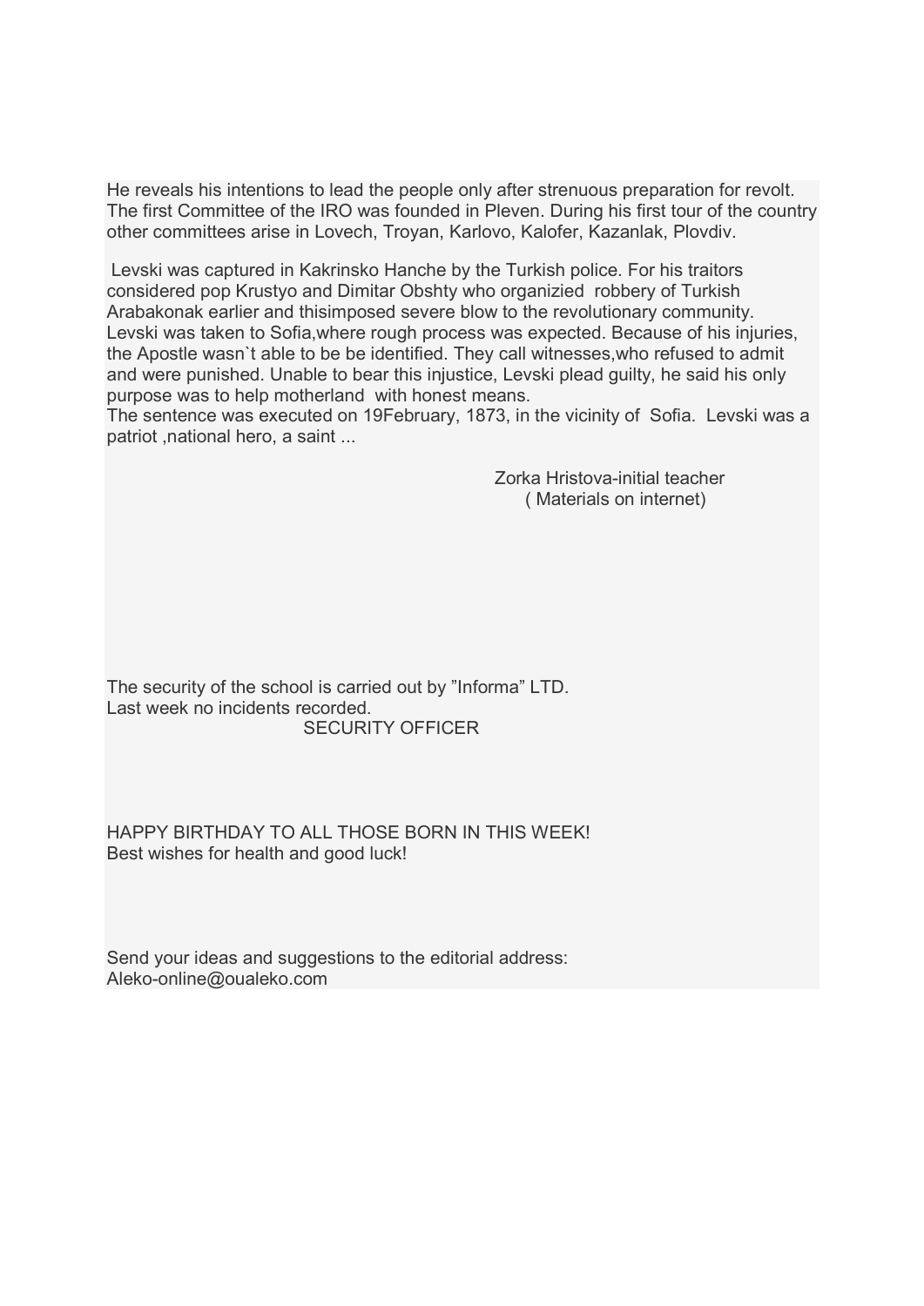He reveals his intentions to lead the people only after strenuous preparation for revolt. The first Committee of the IRO was founded in Pleven. During his first tour of the country other committees arise in Lovech, Troyan, Karlovo, Kalofer, Kazanlak, Plovdiv.

Levski was captured in Kakrinsko Hanche by the Turkish police. For his traitors considered pop Krustyo and Dimitar Obshty who organizied robbery of Turkish Arabakonak earlier and thisimposed severe blow to the revolutionary community. Levski was taken to Sofia,where rough process was expected. Because of his injuries, the Apostle wasn`t able to be be identified. They call witnesses,who refused to admit and were punished. Unable to bear this injustice, Levski plead guilty, he said his only purpose was to help motherland with honest means.
The sentence was executed on 19February, 1873, in the vicinity of Sofia. Levski was a patriot ,national hero, a saint ...

Zorka Hristova-initial teacher
( Materials on internet)

The security of the school is carried out by ”Informa” LTD.
Last week no incidents recorded.
SECURITY OFFICER

HAPPY BIRTHDAY TO ALL THOSE BORN IN THIS WEEK!
Best wishes for health and good luck!

Send your ideas and suggestions to the editorial address:
Aleko-online@oualeko.com